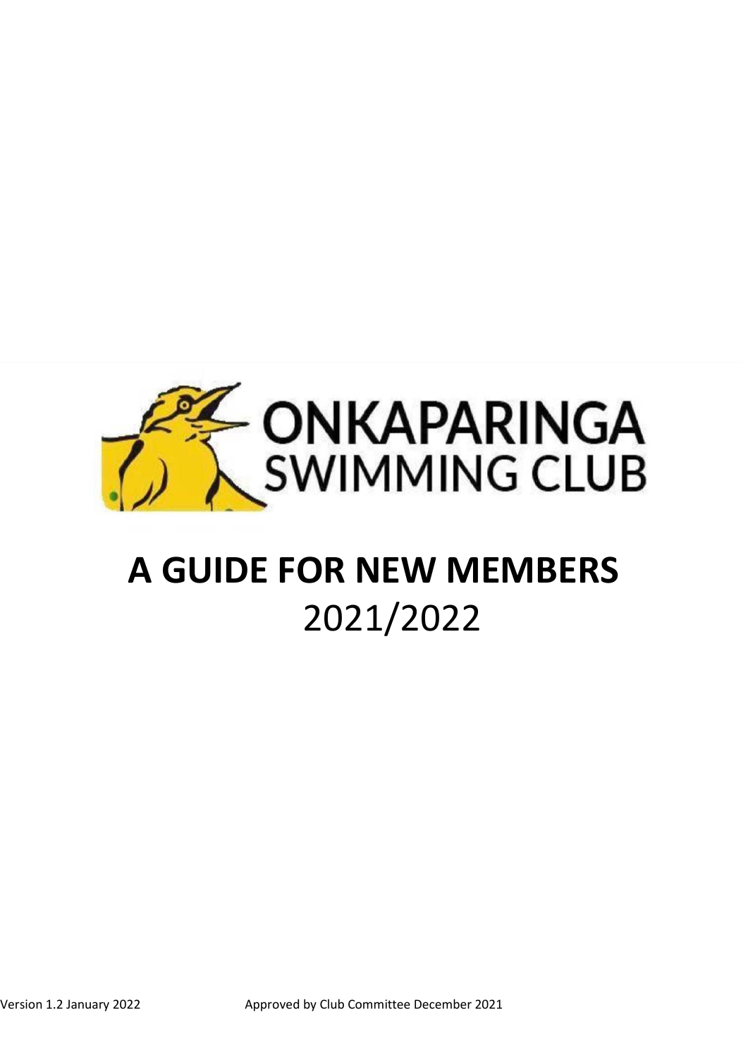ONKAPARINGA SWIMMING CLUB

# A GUIDE FOR NEW MEMBERS

2021/2022

Version 1.2 January 2022 Approved by Club Committee December 2021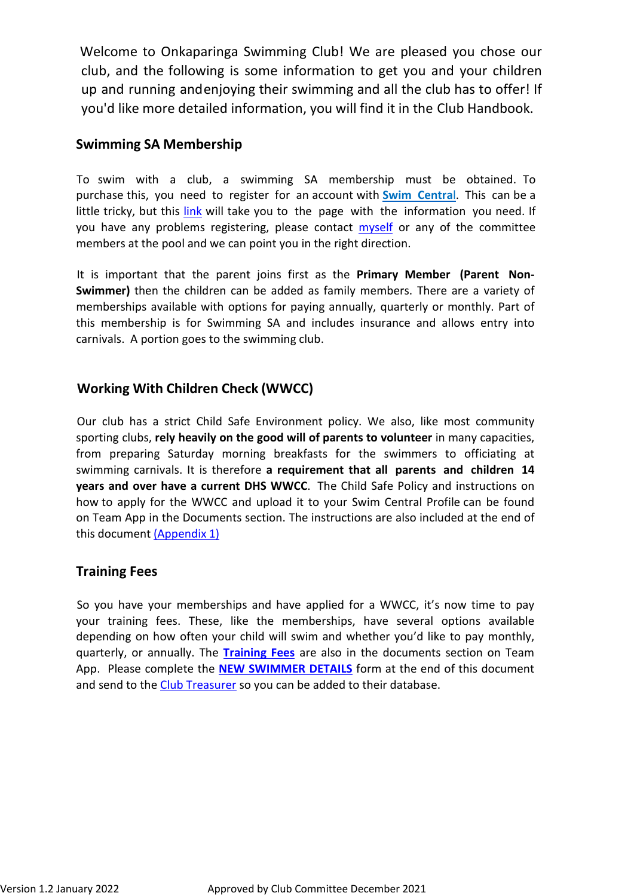Welcome to Onkaparinga Swimming Club! We are pleased you chose our club, and the following is some information to get you and your children up and running andenjoying their swimming and all the club has to offer! If you'd like more detailed information, you will find it in the Club Handbook.

## Swimming SA Membership

To swim with a club, a swimming SA membership must be obtained. To purchase this, you need to register for an account with **Swim Central**. This can be a little tricky, but this link will take you to the page with the information you need. If you have any problems registering, please contact myself or any of the committee members at the pool and we can point you in the right direction.

It is important that the parent joins first as the **Primary Member (Parent Non-Swimmer)** then the children can be added as family members. There are a variety of memberships available with options for paying annually, quarterly or monthly. Part of this membership is for Swimming SA and includes insurance and allows entry into carnivals. A portion goes to the swimming club.

## Working With Children Check (WWCC)

Our club has a strict Child Safe Environment policy. We also, like most community sporting clubs, **rely heavily on the good will of parents to volunteer** in many capacities, from preparing Saturday morning breakfasts for the swimmers to officiating at swimming carnivals. It is therefore **a requirement that all parents and children 14 years and over have a current DHS WWCC**. The Child Safe Policy and instructions on how to apply for the WWCC and upload it to your Swim Central Profile can be found on Team App in the Documents section. The instructions are also included at the end of this document (Appendix 1)

## Training Fees

So you have your memberships and have applied for a WWCC, it's now time to pay your training fees. These, like the memberships, have several options available depending on how often your child will swim and whether you'd like to pay monthly, quarterly, or annually. The **Training Fees** are also in the documents section on Team App. Please complete the **NEW SWIMMER DETAILS** form at the end of this document and send to the Club Treasurer so you can be added to their database.

Version 1.2 January 2022 Approved by Club Committee December 2021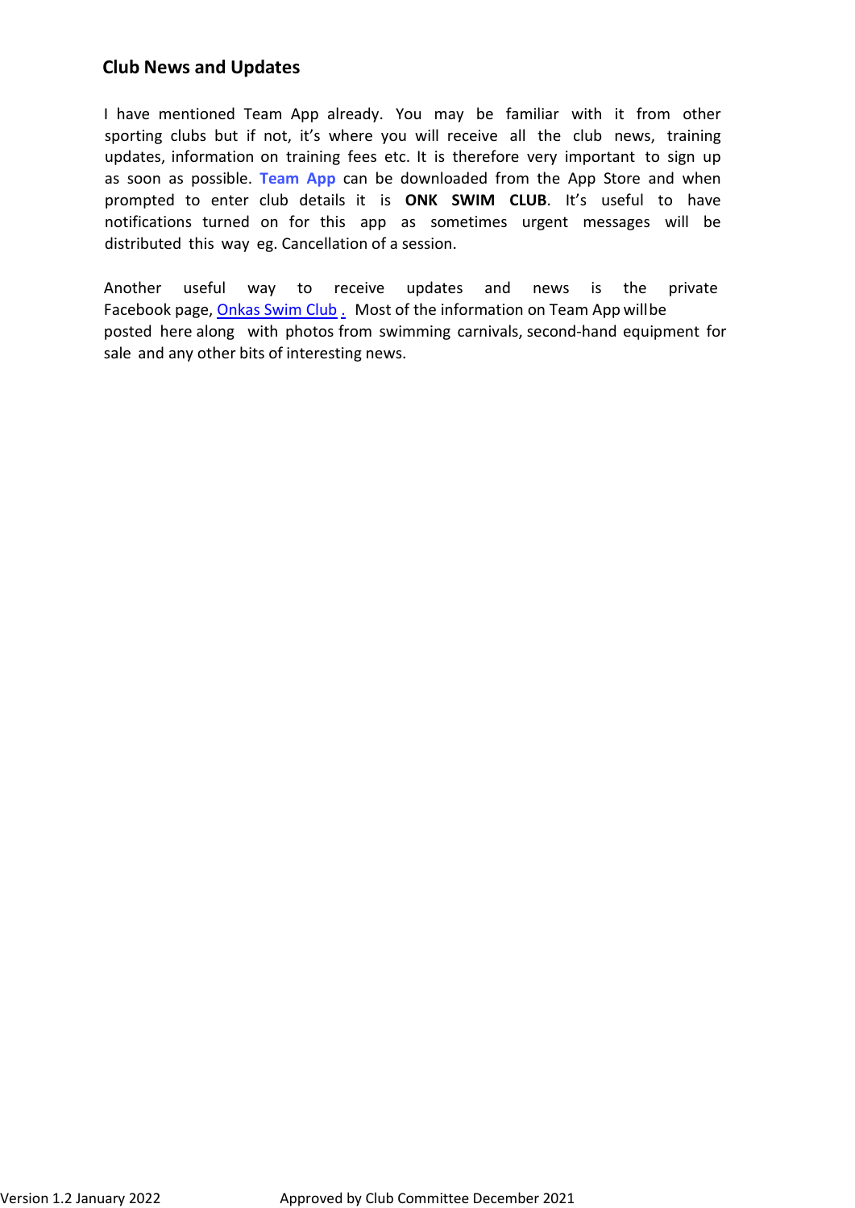## Club News and Updates

I have mentioned Team App already. You may be familiar with it from other sporting clubs but if not, it's where you will receive all the club news, training updates, information on training fees etc. It is therefore very important to sign up as soon as possible. **Team App** can be downloaded from the App Store and when prompted to enter club details it is **ONK SWIM CLUB**. It's useful to have notifications turned on for this app as sometimes urgent messages will be distributed this way eg. Cancellation of a session.

Another useful way to receive updates and news is the private Facebook page, Onkas Swim Club . Most of the information on Team App will be posted here along with photos from swimming carnivals, second-hand equipment for sale and any other bits of interesting news.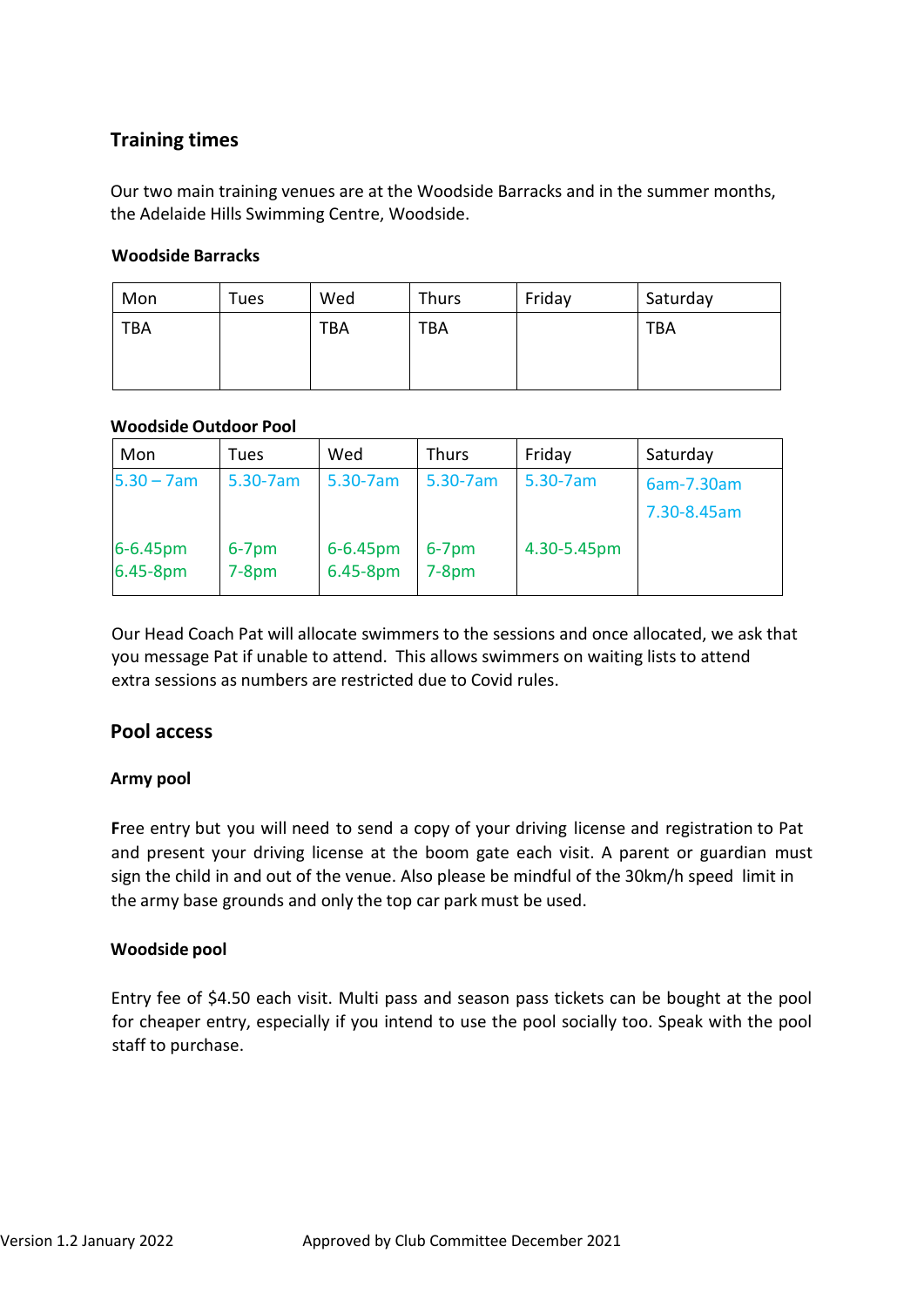## Training times

Our two main training venues are at the Woodside Barracks and in the summer months, the Adelaide Hills Swimming Centre, Woodside.

### Woodside Barracks

| Mon | Tues | Wed | Thurs | Friday | Saturday |
|---|---|---|---|---|---|
| TBA | | TBA | TBA | | TBA |

### Woodside Outdoor Pool

| Mon | Tues | Wed | Thurs | Friday | Saturday |
|---|---|---|---|---|---|
| 5.30 – 7am | 5.30-7am | 5.30-7am | 5.30-7am | 5.30-7am | 6am-7.30am<br>7.30-8.45am |
| 6-6.45pm<br>6.45-8pm | 6-7pm<br>7-8pm | 6-6.45pm<br>6.45-8pm | 6-7pm<br>7-8pm | 4.30-5.45pm | |

Our Head Coach Pat will allocate swimmers to the sessions and once allocated, we ask that you message Pat if unable to attend. This allows swimmers on waiting lists to attend extra sessions as numbers are restricted due to Covid rules.

## Pool access

### Army pool

**F**ree entry but you will need to send a copy of your driving license and registration to Pat and present your driving license at the boom gate each visit. A parent or guardian must sign the child in and out of the venue. Also please be mindful of the 30km/h speed limit in the army base grounds and only the top car park must be used.

### Woodside pool

Entry fee of $4.50 each visit. Multi pass and season pass tickets can be bought at the pool for cheaper entry, especially if you intend to use the pool socially too. Speak with the pool staff to purchase.

Version 1.2 January 2022 Approved by Club Committee December 2021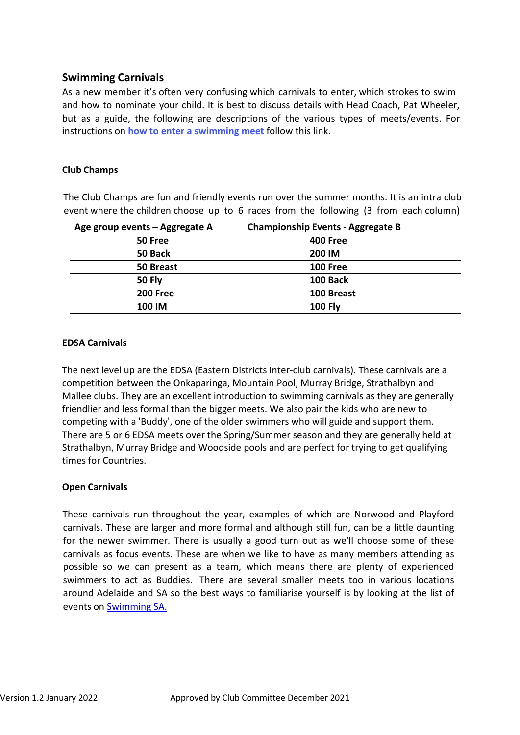## Swimming Carnivals

As a new member it's often very confusing which carnivals to enter, which strokes to swim and how to nominate your child. It is best to discuss details with Head Coach, Pat Wheeler, but as a guide, the following are descriptions of the various types of meets/events. For instructions on **how to enter a swimming meet** follow this link.

### Club Champs

The Club Champs are fun and friendly events run over the summer months. It is an intra club event where the children choose up to 6 races from the following (3 from each column)

| Age group events – Aggregate A | Championship Events - Aggregate B |
|---|---|
| 50 Free | 400 Free |
| 50 Back | 200 IM |
| 50 Breast | 100 Free |
| 50 Fly | 100 Back |
| 200 Free | 100 Breast |
| 100 IM | 100 Fly |

### EDSA Carnivals

The next level up are the EDSA (Eastern Districts Inter-club carnivals). These carnivals are a competition between the Onkaparinga, Mountain Pool, Murray Bridge, Strathalbyn and Mallee clubs. They are an excellent introduction to swimming carnivals as they are generally friendlier and less formal than the bigger meets. We also pair the kids who are new to competing with a 'Buddy', one of the older swimmers who will guide and support them. There are 5 or 6 EDSA meets over the Spring/Summer season and they are generally held at Strathalbyn, Murray Bridge and Woodside pools and are perfect for trying to get qualifying times for Countries.

### Open Carnivals

These carnivals run throughout the year, examples of which are Norwood and Playford carnivals. These are larger and more formal and although still fun, can be a little daunting for the newer swimmer. There is usually a good turn out as we'll choose some of these carnivals as focus events. These are when we like to have as many members attending as possible so we can present as a team, which means there are plenty of experienced swimmers to act as Buddies. There are several smaller meets too in various locations around Adelaide and SA so the best ways to familiarise yourself is by looking at the list of events on Swimming SA.

Version 1.2 January 2022 Approved by Club Committee December 2021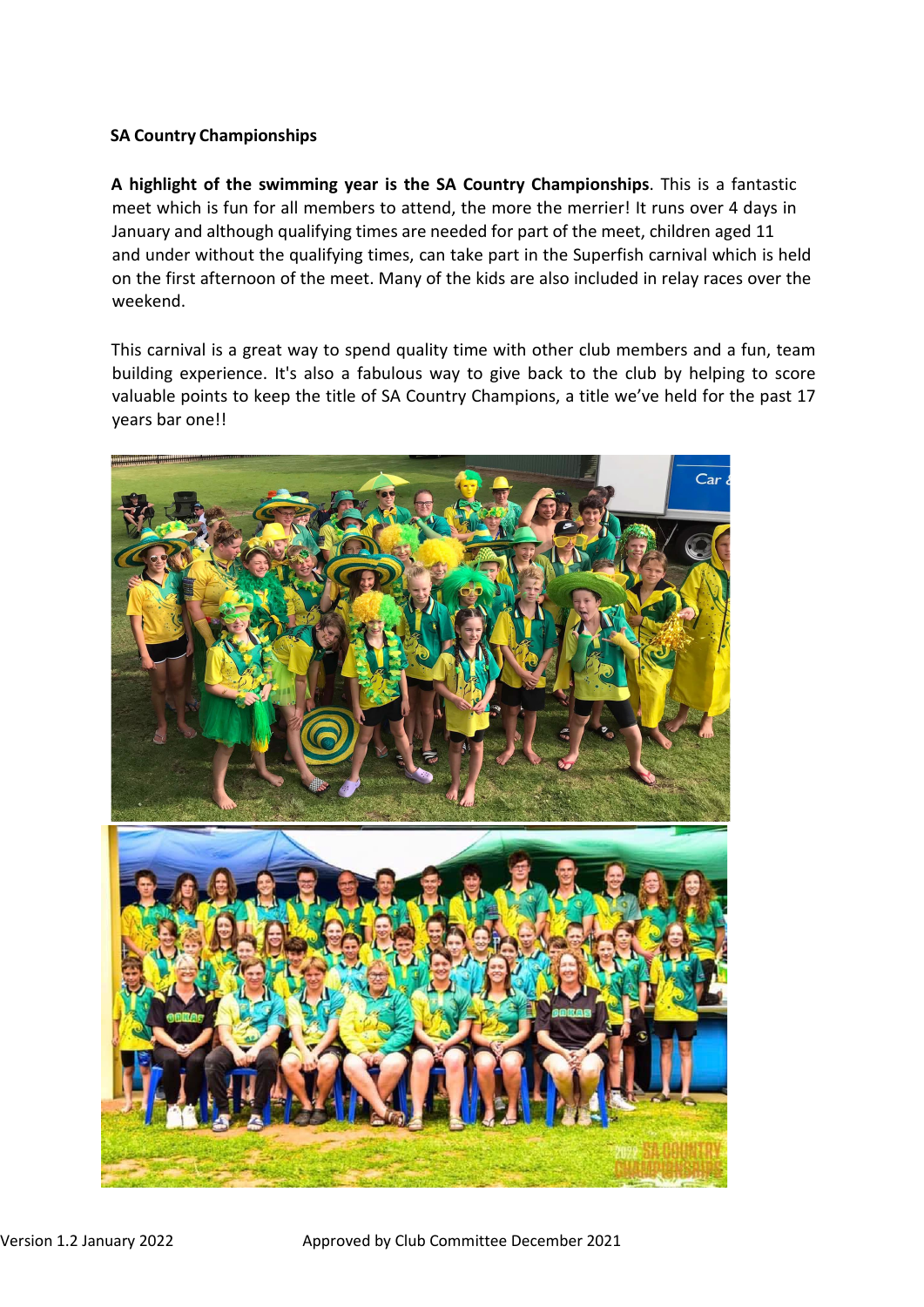**SA Country Championships**

**A highlight of the swimming year is the SA Country Championships**. This is a fantastic meet which is fun for all members to attend, the more the merrier! It runs over 4 days in January and although qualifying times are needed for part of the meet, children aged 11 and under without the qualifying times, can take part in the Superfish carnival which is held on the first afternoon of the meet. Many of the kids are also included in relay races over the weekend.

This carnival is a great way to spend quality time with other club members and a fun, team building experience. It's also a fabulous way to give back to the club by helping to score valuable points to keep the title of SA Country Champions, a title we've held for the past 17 years bar one!!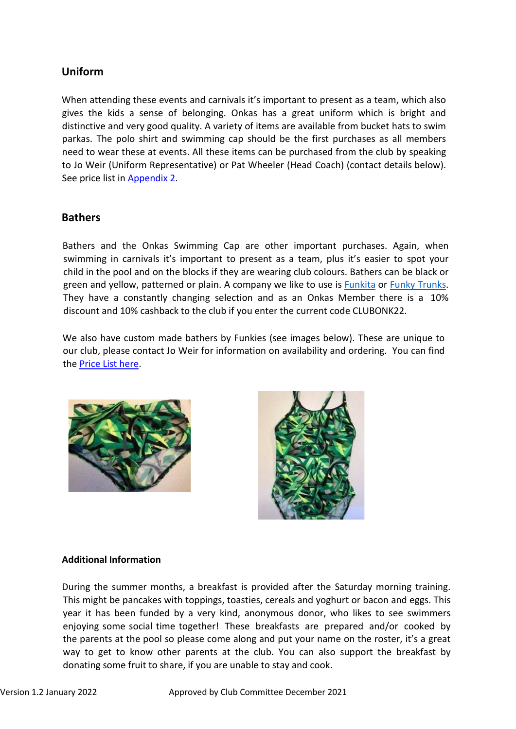## Uniform

When attending these events and carnivals it's important to present as a team, which also gives the kids a sense of belonging. Onkas has a great uniform which is bright and distinctive and very good quality. A variety of items are available from bucket hats to swim parkas. The polo shirt and swimming cap should be the first purchases as all members need to wear these at events. All these items can be purchased from the club by speaking to Jo Weir (Uniform Representative) or Pat Wheeler (Head Coach) (contact details below). See price list in Appendix 2.

## Bathers

Bathers and the Onkas Swimming Cap are other important purchases. Again, when swimming in carnivals it's important to present as a team, plus it's easier to spot your child in the pool and on the blocks if they are wearing club colours. Bathers can be black or green and yellow, patterned or plain. A company we like to use is Funkita or Funky Trunks. They have a constantly changing selection and as an Onkas Member there is a 10% discount and 10% cashback to the club if you enter the current code CLUBONK22.

We also have custom made bathers by Funkies (see images below). These are unique to our club, please contact Jo Weir for information on availability and ordering. You can find the Price List here.

### Additional Information

During the summer months, a breakfast is provided after the Saturday morning training. This might be pancakes with toppings, toasties, cereals and yoghurt or bacon and eggs. This year it has been funded by a very kind, anonymous donor, who likes to see swimmers enjoying some social time together! These breakfasts are prepared and/or cooked by the parents at the pool so please come along and put your name on the roster, it's a great way to get to know other parents at the club. You can also support the breakfast by donating some fruit to share, if you are unable to stay and cook.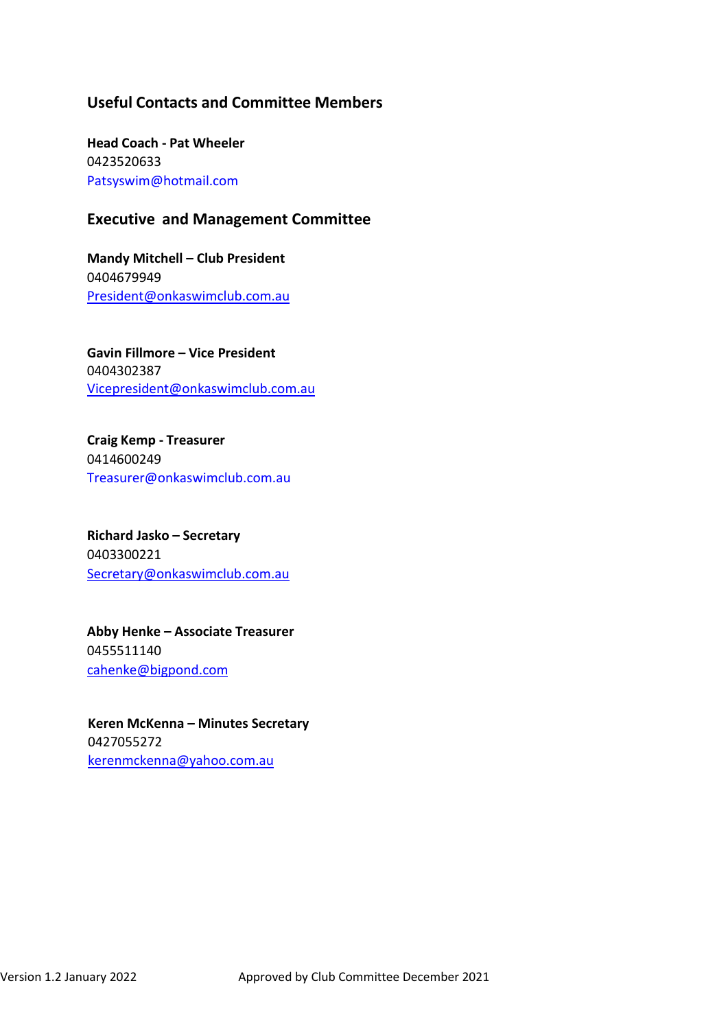## Useful Contacts and Committee Members

**Head Coach - Pat Wheeler**
0423520633
Patsyswim@hotmail.com

## Executive and Management Committee

**Mandy Mitchell – Club President**
0404679949
President@onkaswimclub.com.au

**Gavin Fillmore – Vice President**
0404302387
Vicepresident@onkaswimclub.com.au

**Craig Kemp - Treasurer**
0414600249
Treasurer@onkaswimclub.com.au

**Richard Jasko – Secretary**
0403300221
Secretary@onkaswimclub.com.au

**Abby Henke – Associate Treasurer**
0455511140
cahenke@bigpond.com

**Keren McKenna – Minutes Secretary**
0427055272
kerenmckenna@yahoo.com.au

Version 1.2 January 2022 Approved by Club Committee December 2021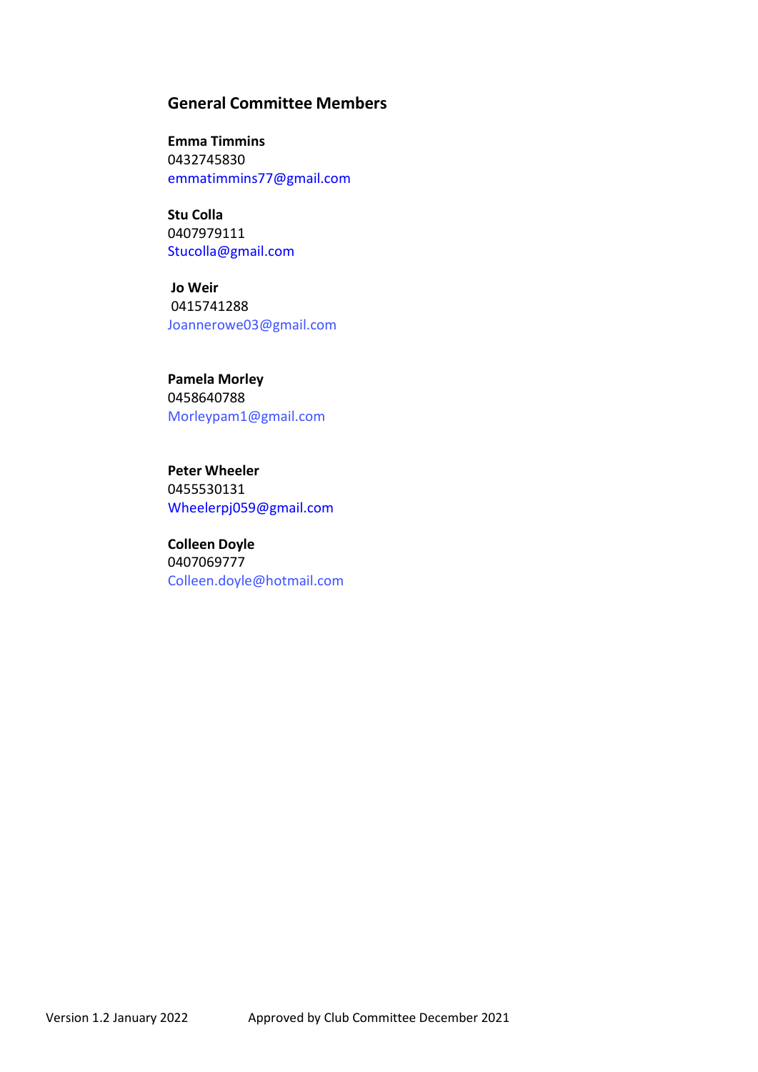## General Committee Members

**Emma Timmins**
0432745830
emmatimmins77@gmail.com

**Stu Colla**
0407979111
Stucolla@gmail.com

**Jo Weir**
0415741288
Joannerowe03@gmail.com

**Pamela Morley**
0458640788
Morleypam1@gmail.com

**Peter Wheeler**
0455530131
Wheelerpj059@gmail.com

**Colleen Doyle**
0407069777
Colleen.doyle@hotmail.com

Version 1.2 January 2022    Approved by Club Committee December 2021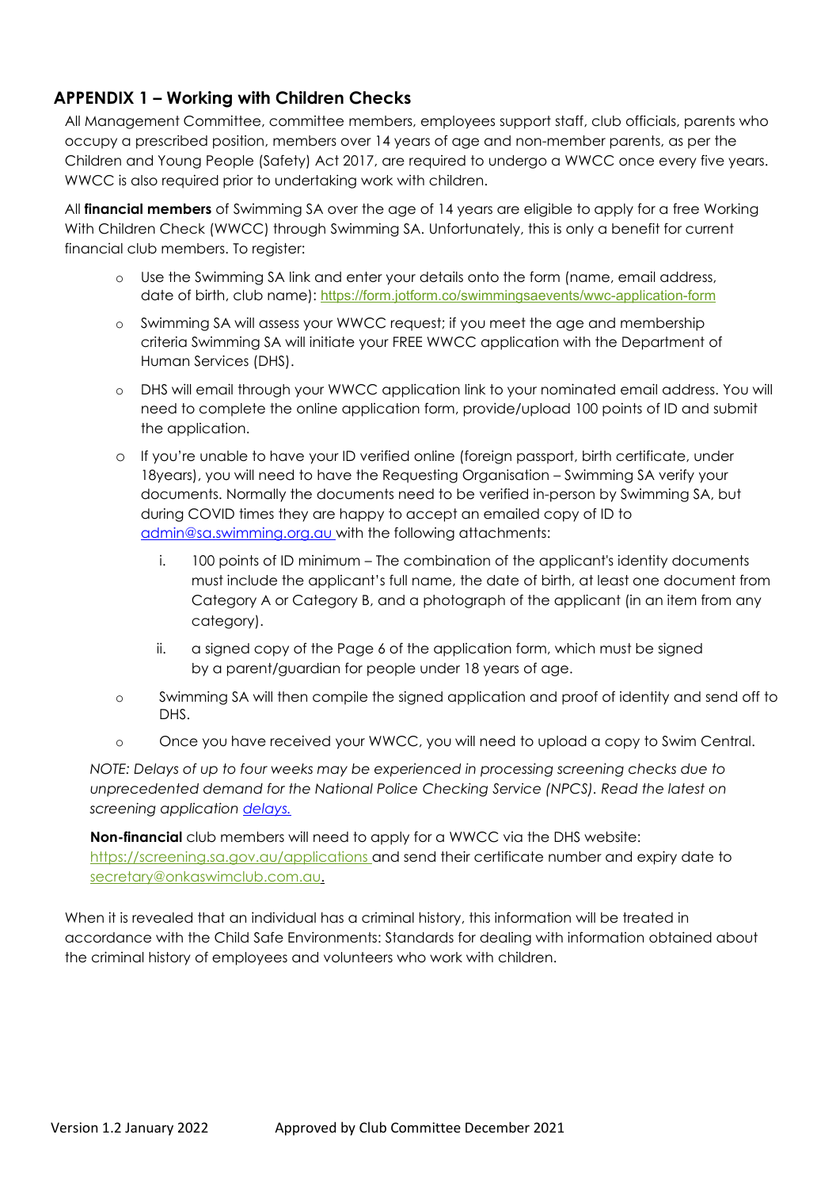## APPENDIX 1 – Working with Children Checks

All Management Committee, committee members, employees support staff, club officials, parents who occupy a prescribed position, members over 14 years of age and non-member parents, as per the Children and Young People (Safety) Act 2017, are required to undergo a WWCC once every five years. WWCC is also required prior to undertaking work with children.

All **financial members** of Swimming SA over the age of 14 years are eligible to apply for a free Working With Children Check (WWCC) through Swimming SA. Unfortunately, this is only a benefit for current financial club members. To register:

- Use the Swimming SA link and enter your details onto the form (name, email address, date of birth, club name): https://form.jotform.co/swimmingsaevents/wwc-application-form
- Swimming SA will assess your WWCC request; if you meet the age and membership criteria Swimming SA will initiate your FREE WWCC application with the Department of Human Services (DHS).
- DHS will email through your WWCC application link to your nominated email address. You will need to complete the online application form, provide/upload 100 points of ID and submit the application.
- If you're unable to have your ID verified online (foreign passport, birth certificate, under 18years), you will need to have the Requesting Organisation – Swimming SA verify your documents. Normally the documents need to be verified in-person by Swimming SA, but during COVID times they are happy to accept an emailed copy of ID to admin@sa.swimming.org.au with the following attachments:
    i. 100 points of ID minimum – The combination of the applicant's identity documents must include the applicant's full name, the date of birth, at least one document from Category A or Category B, and a photograph of the applicant (in an item from any category).
    ii. a signed copy of the Page 6 of the application form, which must be signed by a parent/guardian for people under 18 years of age.
- Swimming SA will then compile the signed application and proof of identity and send off to DHS.
- Once you have received your WWCC, you will need to upload a copy to Swim Central.

*NOTE: Delays of up to four weeks may be experienced in processing screening checks due to unprecedented demand for the National Police Checking Service (NPCS). Read the latest on screening application delays.*

**Non-financial** club members will need to apply for a WWCC via the DHS website: https://screening.sa.gov.au/applications and send their certificate number and expiry date to secretary@onkaswimclub.com.au.

When it is revealed that an individual has a criminal history, this information will be treated in accordance with the Child Safe Environments: Standards for dealing with information obtained about the criminal history of employees and volunteers who work with children.

Version 1.2 January 2022 Approved by Club Committee December 2021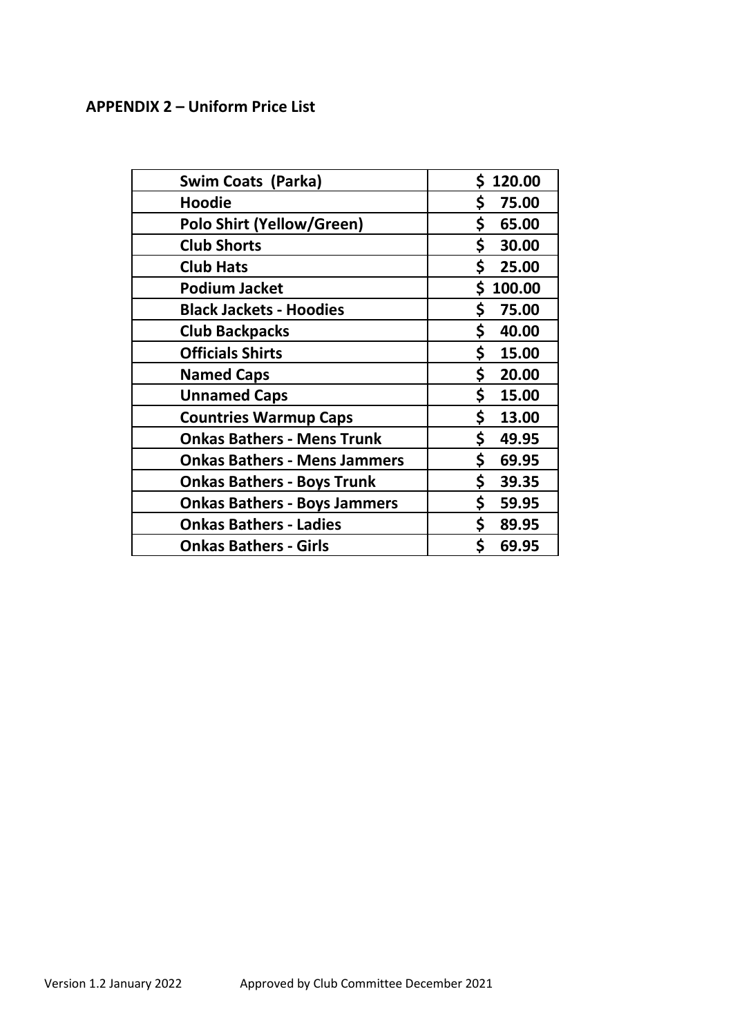## APPENDIX 2 – Uniform Price List

| Swim Coats (Parka) | $ 120.00 |
|---|---|
| Hoodie | $ 75.00 |
| Polo Shirt (Yellow/Green) | $ 65.00 |
| Club Shorts | $ 30.00 |
| Club Hats | $ 25.00 |
| Podium Jacket | $ 100.00 |
| Black Jackets - Hoodies | $ 75.00 |
| Club Backpacks | $ 40.00 |
| Officials Shirts | $ 15.00 |
| Named Caps | $ 20.00 |
| Unnamed Caps | $ 15.00 |
| Countries Warmup Caps | $ 13.00 |
| Onkas Bathers - Mens Trunk | $ 49.95 |
| Onkas Bathers - Mens Jammers | $ 69.95 |
| Onkas Bathers - Boys Trunk | $ 39.35 |
| Onkas Bathers - Boys Jammers | $ 59.95 |
| Onkas Bathers - Ladies | $ 89.95 |
| Onkas Bathers - Girls | $ 69.95 |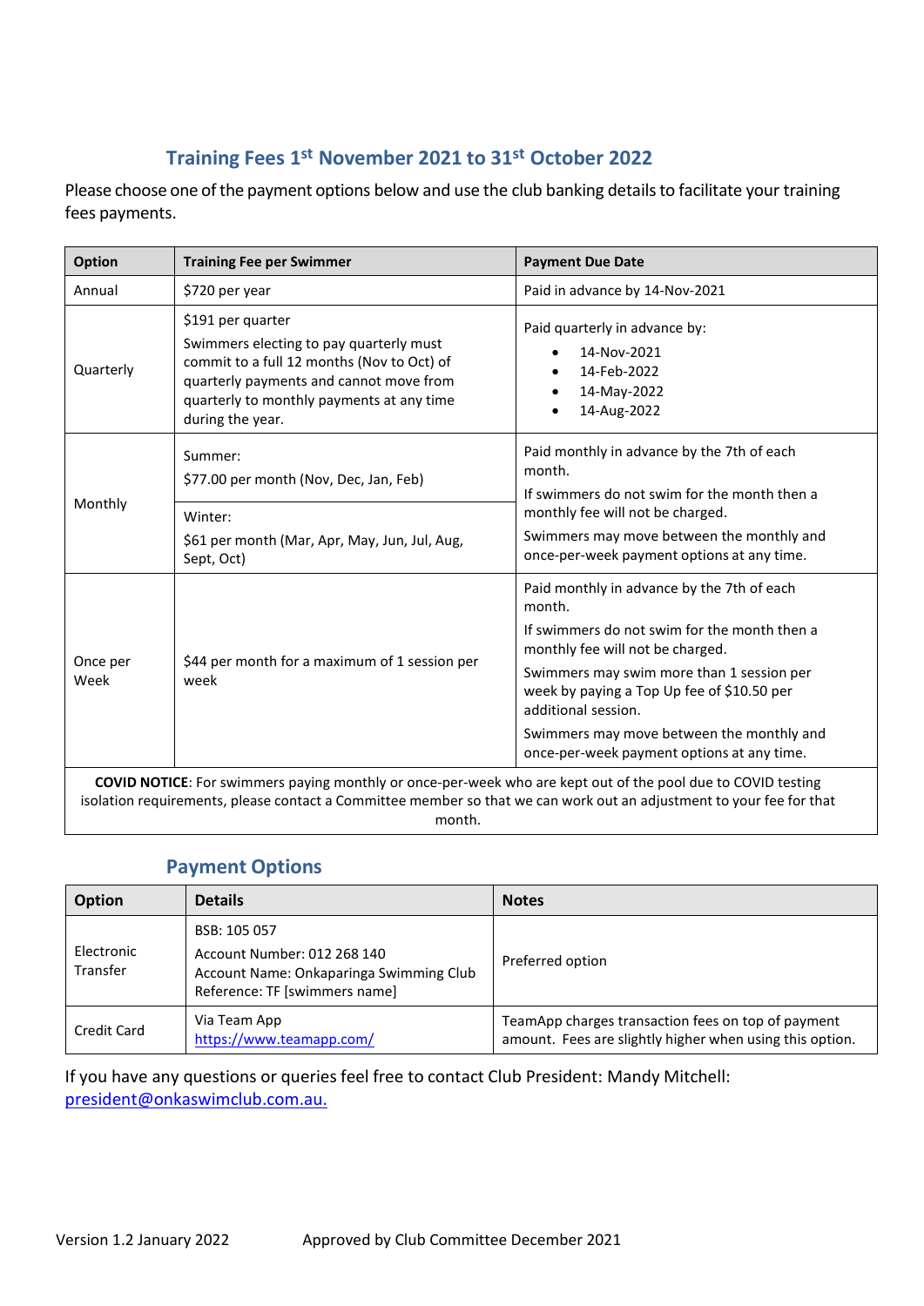## Training Fees 1st November 2021 to 31st October 2022

Please choose one of the payment options below and use the club banking details to facilitate your training fees payments.

| Option | Training Fee per Swimmer | Payment Due Date |
| --- | --- | --- |
| Annual | $720 per year | Paid in advance by 14-Nov-2021 |
| Quarterly | $191 per quarter<br>Swimmers electing to pay quarterly must commit to a full 12 months (Nov to Oct) of quarterly payments and cannot move from quarterly to monthly payments at any time during the year. | Paid quarterly in advance by:<br>• 14-Nov-2021<br>• 14-Feb-2022<br>• 14-May-2022<br>• 14-Aug-2022 |
| Monthly | Summer:<br>$77.00 per month (Nov, Dec, Jan, Feb)<br>Winter:<br>$61 per month (Mar, Apr, May, Jun, Jul, Aug, Sept, Oct) | Paid monthly in advance by the 7th of each month.<br>If swimmers do not swim for the month then a monthly fee will not be charged.<br>Swimmers may move between the monthly and once-per-week payment options at any time. |
| Once per Week | $44 per month for a maximum of 1 session per week | Paid monthly in advance by the 7th of each month.<br>If swimmers do not swim for the month then a monthly fee will not be charged.<br>Swimmers may swim more than 1 session per week by paying a Top Up fee of $10.50 per additional session.<br>Swimmers may move between the monthly and once-per-week payment options at any time. |
| **COVID NOTICE**: For swimmers paying monthly or once-per-week who are kept out of the pool due to COVID testing isolation requirements, please contact a Committee member so that we can work out an adjustment to your fee for that month. | | |

## Payment Options

| Option | Details | Notes |
| --- | --- | --- |
| Electronic Transfer | BSB: 105 057<br>Account Number: 012 268 140<br>Account Name: Onkaparinga Swimming Club<br>Reference: TF [swimmers name] | Preferred option |
| Credit Card | Via Team App<br>https://www.teamapp.com/ | TeamApp charges transaction fees on top of payment amount. Fees are slightly higher when using this option. |

If you have any questions or queries feel free to contact Club President: Mandy Mitchell: president@onkaswimclub.com.au.

Version 1.2 January 2022 Approved by Club Committee December 2021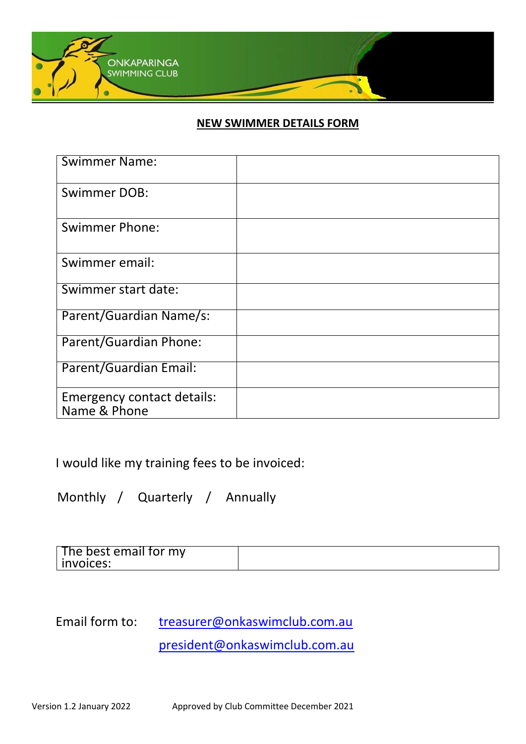ONKAPARINGA SWIMMING CLUB

## NEW SWIMMER DETAILS FORM

| | |
|---|---|
| Swimmer Name: | |
| Swimmer DOB: | |
| Swimmer Phone: | |
| Swimmer email: | |
| Swimmer start date: | |
| Parent/Guardian Name/s: | |
| Parent/Guardian Phone: | |
| Parent/Guardian Email: | |
| Emergency contact details: Name & Phone | |

I would like my training fees to be invoiced:

Monthly / Quarterly / Annually

| | |
|---|---|
| The best email for my invoices: | |

Email form to: treasurer@onkaswimclub.com.au

president@onkaswimclub.com.au

Version 1.2 January 2022 Approved by Club Committee December 2021